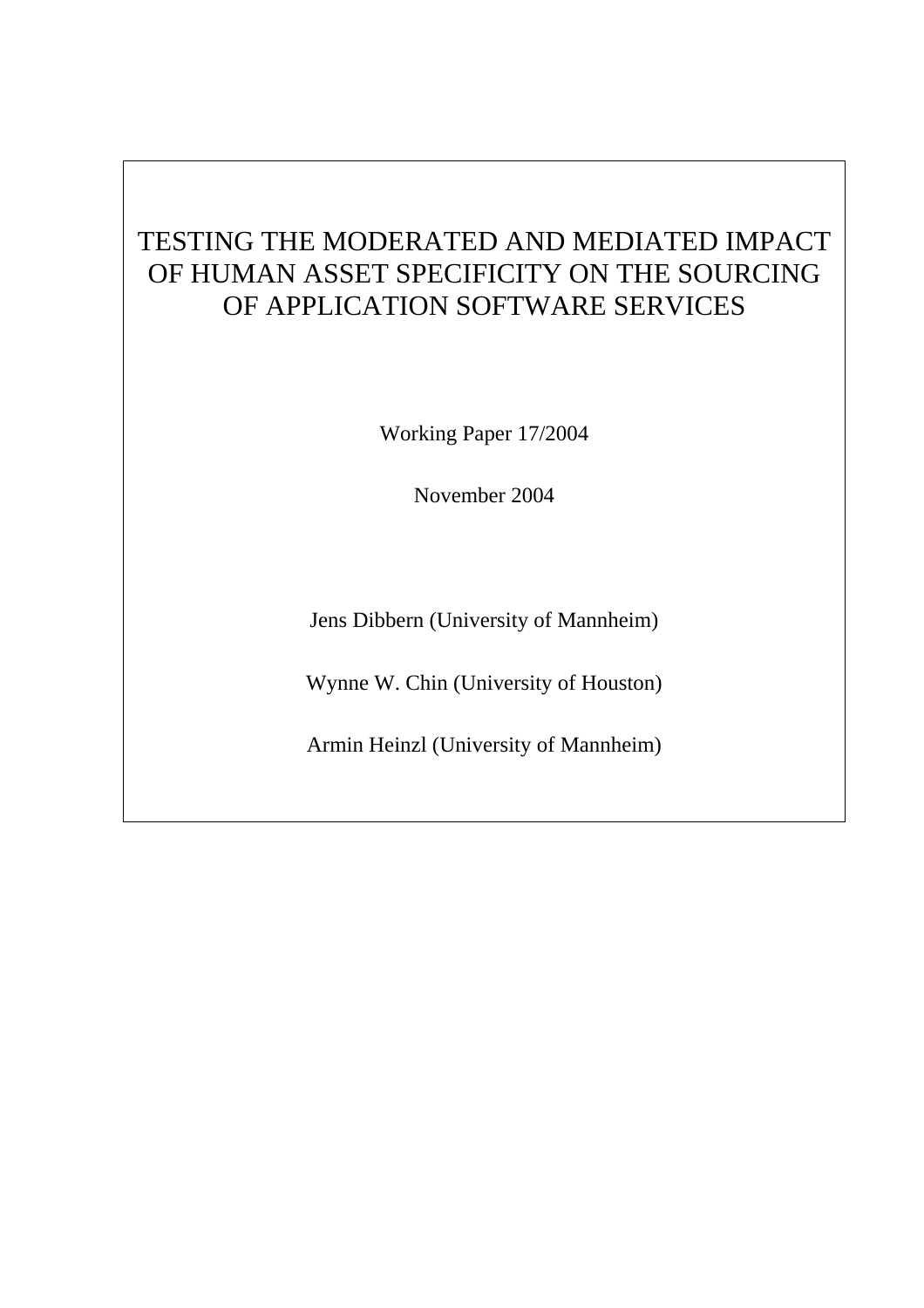# TESTING THE MODERATED AND MEDIATED IMPACT OF HUMAN ASSET SPECIFICITY ON THE SOURCING OF APPLICATION SOFTWARE SERVICES

Working Paper 17/2004

November 2004

Jens Dibbern (University of Mannheim)

Wynne W. Chin (University of Houston)

Armin Heinzl (University of Mannheim)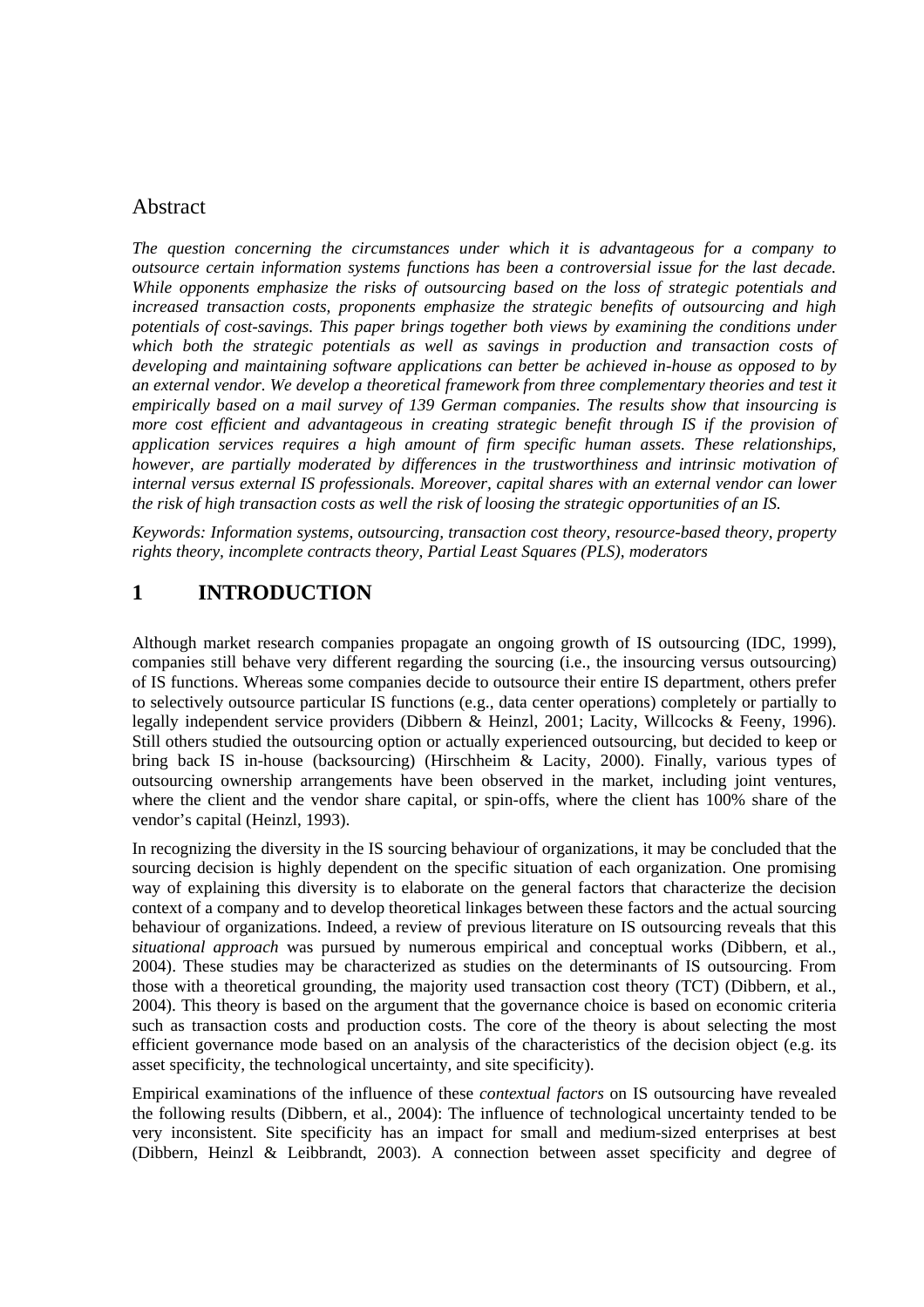## Abstract

*The question concerning the circumstances under which it is advantageous for a company to outsource certain information systems functions has been a controversial issue for the last decade. While opponents emphasize the risks of outsourcing based on the loss of strategic potentials and increased transaction costs, proponents emphasize the strategic benefits of outsourcing and high potentials of cost-savings. This paper brings together both views by examining the conditions under which both the strategic potentials as well as savings in production and transaction costs of developing and maintaining software applications can better be achieved in-house as opposed to by an external vendor. We develop a theoretical framework from three complementary theories and test it empirically based on a mail survey of 139 German companies. The results show that insourcing is more cost efficient and advantageous in creating strategic benefit through IS if the provision of application services requires a high amount of firm specific human assets. These relationships, however, are partially moderated by differences in the trustworthiness and intrinsic motivation of internal versus external IS professionals. Moreover, capital shares with an external vendor can lower the risk of high transaction costs as well the risk of loosing the strategic opportunities of an IS.*

*Keywords: Information systems, outsourcing, transaction cost theory, resource-based theory, property rights theory, incomplete contracts theory, Partial Least Squares (PLS), moderators*

# 1 INTRODUCTION

Although market research companies propagate an ongoing growth of IS outsourcing (IDC, 1999), companies still behave very different regarding the sourcing (i.e., the insourcing versus outsourcing) of IS functions. Whereas some companies decide to outsource their entire IS department, others prefer to selectively outsource particular IS functions (e.g., data center operations) completely or partially to legally independent service providers (Dibbern & Heinzl, 2001; Lacity, Willcocks & Feeny, 1996). Still others studied the outsourcing option or actually experienced outsourcing, but decided to keep or bring back IS in-house (backsourcing) (Hirschheim & Lacity, 2000). Finally, various types of outsourcing ownership arrangements have been observed in the market, including joint ventures, where the client and the vendor share capital, or spin-offs, where the client has 100% share of the vendor's capital (Heinzl, 1993).

In recognizing the diversity in the IS sourcing behaviour of organizations, it may be concluded that the sourcing decision is highly dependent on the specific situation of each organization. One promising way of explaining this diversity is to elaborate on the general factors that characterize the decision context of a company and to develop theoretical linkages between these factors and the actual sourcing behaviour of organizations. Indeed, a review of previous literature on IS outsourcing reveals that this *situational approach* was pursued by numerous empirical and conceptual works (Dibbern, et al., 2004). These studies may be characterized as studies on the determinants of IS outsourcing. From those with a theoretical grounding, the majority used transaction cost theory (TCT) (Dibbern, et al., 2004). This theory is based on the argument that the governance choice is based on economic criteria such as transaction costs and production costs. The core of the theory is about selecting the most efficient governance mode based on an analysis of the characteristics of the decision object (e.g. its asset specificity, the technological uncertainty, and site specificity).

Empirical examinations of the influence of these *contextual factors* on IS outsourcing have revealed the following results (Dibbern, et al., 2004): The influence of technological uncertainty tended to be very inconsistent. Site specificity has an impact for small and medium-sized enterprises at best (Dibbern, Heinzl & Leibbrandt, 2003). A connection between asset specificity and degree of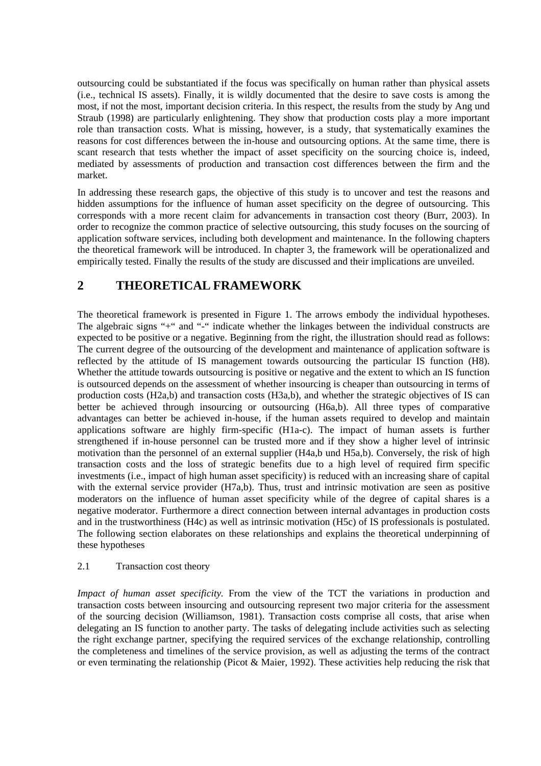outsourcing could be substantiated if the focus was specifically on human rather than physical assets (i.e., technical IS assets). Finally, it is wildly documented that the desire to save costs is among the most, if not the most, important decision criteria. In this respect, the results from the study by Ang und Straub (1998) are particularly enlightening. They show that production costs play a more important role than transaction costs. What is missing, however, is a study, that systematically examines the reasons for cost differences between the in-house and outsourcing options. At the same time, there is scant research that tests whether the impact of asset specificity on the sourcing choice is, indeed, mediated by assessments of production and transaction cost differences between the firm and the market.

In addressing these research gaps, the objective of this study is to uncover and test the reasons and hidden assumptions for the influence of human asset specificity on the degree of outsourcing. This corresponds with a more recent claim for advancements in transaction cost theory (Burr, 2003). In order to recognize the common practice of selective outsourcing, this study focuses on the sourcing of application software services, including both development and maintenance. In the following chapters the theoretical framework will be introduced. In chapter 3, the framework will be operationalized and empirically tested. Finally the results of the study are discussed and their implications are unveiled.

# 2 THEORETICAL FRAMEWORK

The theoretical framework is presented in Figure 1. The arrows embody the individual hypotheses. The algebraic signs "+" and "-" indicate whether the linkages between the individual constructs are expected to be positive or a negative. Beginning from the right, the illustration should read as follows: The current degree of the outsourcing of the development and maintenance of application software is reflected by the attitude of IS management towards outsourcing the particular IS function (H8). Whether the attitude towards outsourcing is positive or negative and the extent to which an IS function is outsourced depends on the assessment of whether insourcing is cheaper than outsourcing in terms of production costs (H2a,b) and transaction costs (H3a,b), and whether the strategic objectives of IS can better be achieved through insourcing or outsourcing (H6a,b). All three types of comparative advantages can better be achieved in-house, if the human assets required to develop and maintain applications software are highly firm-specific (H1a-c). The impact of human assets is further strengthened if in-house personnel can be trusted more and if they show a higher level of intrinsic motivation than the personnel of an external supplier (H4a,b und H5a,b). Conversely, the risk of high transaction costs and the loss of strategic benefits due to a high level of required firm specific investments (i.e., impact of high human asset specificity) is reduced with an increasing share of capital with the external service provider (H7a,b). Thus, trust and intrinsic motivation are seen as positive moderators on the influence of human asset specificity while of the degree of capital shares is a negative moderator. Furthermore a direct connection between internal advantages in production costs and in the trustworthiness (H4c) as well as intrinsic motivation (H5c) of IS professionals is postulated. The following section elaborates on these relationships and explains the theoretical underpinning of these hypotheses

## 2.1 Transaction cost theory

*Impact of human asset specificity.* From the view of the TCT the variations in production and transaction costs between insourcing and outsourcing represent two major criteria for the assessment of the sourcing decision (Williamson, 1981). Transaction costs comprise all costs, that arise when delegating an IS function to another party. The tasks of delegating include activities such as selecting the right exchange partner, specifying the required services of the exchange relationship, controlling the completeness and timelines of the service provision, as well as adjusting the terms of the contract or even terminating the relationship (Picot & Maier, 1992). These activities help reducing the risk that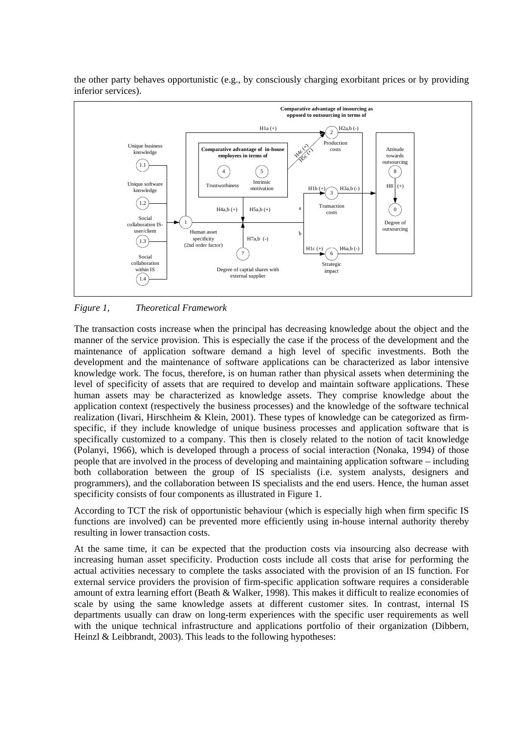the other party behaves opportunistic (e.g., by consciously charging exorbitant prices or by providing inferior services).

*Figure 1, Theoretical Framework*

The transaction costs increase when the principal has decreasing knowledge about the object and the manner of the service provision. This is especially the case if the process of the development and the maintenance of application software demand a high level of specific investments. Both the development and the maintenance of software applications can be characterized as labor intensive knowledge work. The focus, therefore, is on human rather than physical assets when determining the level of specificity of assets that are required to develop and maintain software applications. These human assets may be characterized as knowledge assets. They comprise knowledge about the application context (respectively the business processes) and the knowledge of the software technical realization (Iivari, Hirschheim & Klein, 2001). These types of knowledge can be categorized as firm-specific, if they include knowledge of unique business processes and application software that is specifically customized to a company. This then is closely related to the notion of tacit knowledge (Polanyi, 1966), which is developed through a process of social interaction (Nonaka, 1994) of those people that are involved in the process of developing and maintaining application software – including both collaboration between the group of IS specialists (i.e. system analysts, designers and programmers), and the collaboration between IS specialists and the end users. Hence, the human asset specificity consists of four components as illustrated in Figure 1.

According to TCT the risk of opportunistic behaviour (which is especially high when firm specific IS functions are involved) can be prevented more efficiently using in-house internal authority thereby resulting in lower transaction costs.

At the same time, it can be expected that the production costs via insourcing also decrease with increasing human asset specificity. Production costs include all costs that arise for performing the actual activities necessary to complete the tasks associated with the provision of an IS function. For external service providers the provision of firm-specific application software requires a considerable amount of extra learning effort (Beath & Walker, 1998). This makes it difficult to realize economies of scale by using the same knowledge assets at different customer sites. In contrast, internal IS departments usually can draw on long-term experiences with the specific user requirements as well with the unique technical infrastructure and applications portfolio of their organization (Dibbern, Heinzl & Leibbrandt, 2003). This leads to the following hypotheses: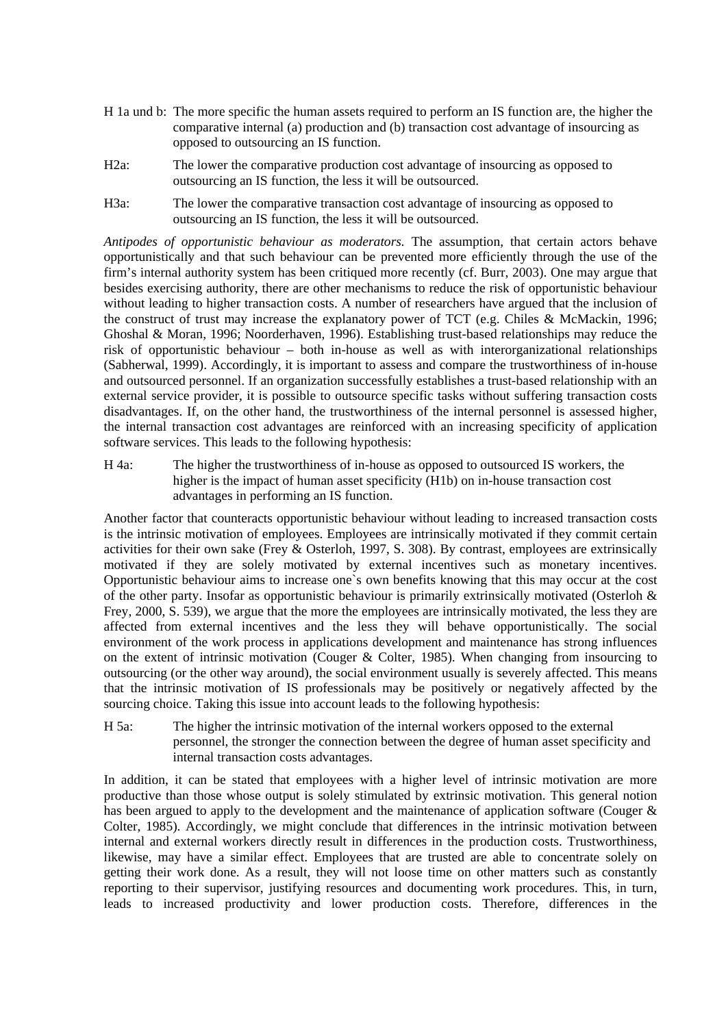H 1a und b: The more specific the human assets required to perform an IS function are, the higher the comparative internal (a) production and (b) transaction cost advantage of insourcing as opposed to outsourcing an IS function.

H2a: The lower the comparative production cost advantage of insourcing as opposed to outsourcing an IS function, the less it will be outsourced.

H3a: The lower the comparative transaction cost advantage of insourcing as opposed to outsourcing an IS function, the less it will be outsourced.

*Antipodes of opportunistic behaviour as moderators.* The assumption, that certain actors behave opportunistically and that such behaviour can be prevented more efficiently through the use of the firm's internal authority system has been critiqued more recently (cf. Burr, 2003). One may argue that besides exercising authority, there are other mechanisms to reduce the risk of opportunistic behaviour without leading to higher transaction costs. A number of researchers have argued that the inclusion of the construct of trust may increase the explanatory power of TCT (e.g. Chiles & McMackin, 1996; Ghoshal & Moran, 1996; Noorderhaven, 1996). Establishing trust-based relationships may reduce the risk of opportunistic behaviour – both in-house as well as with interorganizational relationships (Sabherwal, 1999). Accordingly, it is important to assess and compare the trustworthiness of in-house and outsourced personnel. If an organization successfully establishes a trust-based relationship with an external service provider, it is possible to outsource specific tasks without suffering transaction costs disadvantages. If, on the other hand, the trustworthiness of the internal personnel is assessed higher, the internal transaction cost advantages are reinforced with an increasing specificity of application software services. This leads to the following hypothesis:

H 4a: The higher the trustworthiness of in-house as opposed to outsourced IS workers, the higher is the impact of human asset specificity (H1b) on in-house transaction cost advantages in performing an IS function.

Another factor that counteracts opportunistic behaviour without leading to increased transaction costs is the intrinsic motivation of employees. Employees are intrinsically motivated if they commit certain activities for their own sake (Frey & Osterloh, 1997, S. 308). By contrast, employees are extrinsically motivated if they are solely motivated by external incentives such as monetary incentives. Opportunistic behaviour aims to increase one`s own benefits knowing that this may occur at the cost of the other party. Insofar as opportunistic behaviour is primarily extrinsically motivated (Osterloh & Frey, 2000, S. 539), we argue that the more the employees are intrinsically motivated, the less they are affected from external incentives and the less they will behave opportunistically. The social environment of the work process in applications development and maintenance has strong influences on the extent of intrinsic motivation (Couger & Colter, 1985). When changing from insourcing to outsourcing (or the other way around), the social environment usually is severely affected. This means that the intrinsic motivation of IS professionals may be positively or negatively affected by the sourcing choice. Taking this issue into account leads to the following hypothesis:

H 5a: The higher the intrinsic motivation of the internal workers opposed to the external personnel, the stronger the connection between the degree of human asset specificity and internal transaction costs advantages.

In addition, it can be stated that employees with a higher level of intrinsic motivation are more productive than those whose output is solely stimulated by extrinsic motivation. This general notion has been argued to apply to the development and the maintenance of application software (Couger & Colter, 1985). Accordingly, we might conclude that differences in the intrinsic motivation between internal and external workers directly result in differences in the production costs. Trustworthiness, likewise, may have a similar effect. Employees that are trusted are able to concentrate solely on getting their work done. As a result, they will not loose time on other matters such as constantly reporting to their supervisor, justifying resources and documenting work procedures. This, in turn, leads to increased productivity and lower production costs. Therefore, differences in the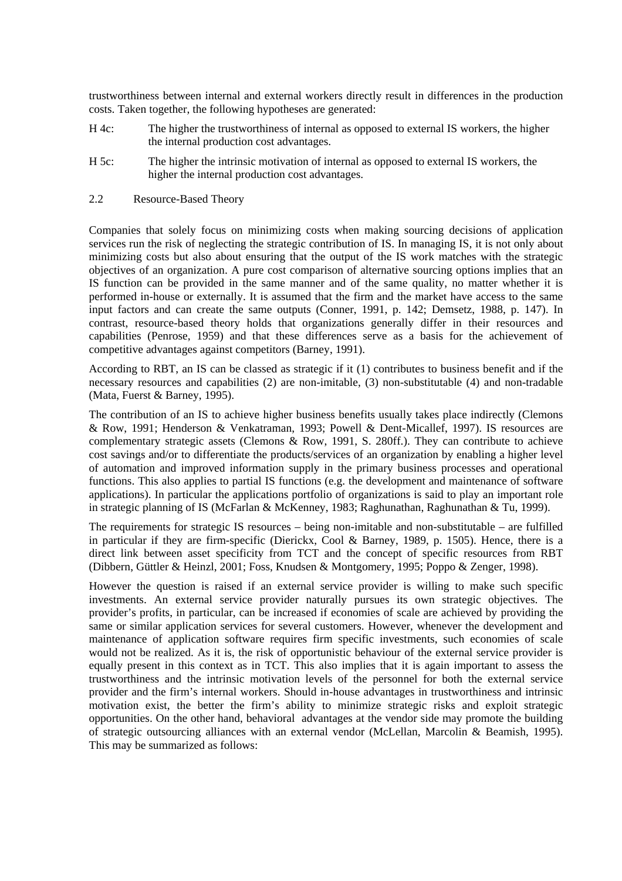trustworthiness between internal and external workers directly result in differences in the production costs. Taken together, the following hypotheses are generated:

H 4c: The higher the trustworthiness of internal as opposed to external IS workers, the higher the internal production cost advantages.

H 5c: The higher the intrinsic motivation of internal as opposed to external IS workers, the higher the internal production cost advantages.

## 2.2 Resource-Based Theory

Companies that solely focus on minimizing costs when making sourcing decisions of application services run the risk of neglecting the strategic contribution of IS. In managing IS, it is not only about minimizing costs but also about ensuring that the output of the IS work matches with the strategic objectives of an organization. A pure cost comparison of alternative sourcing options implies that an IS function can be provided in the same manner and of the same quality, no matter whether it is performed in-house or externally. It is assumed that the firm and the market have access to the same input factors and can create the same outputs (Conner, 1991, p. 142; Demsetz, 1988, p. 147). In contrast, resource-based theory holds that organizations generally differ in their resources and capabilities (Penrose, 1959) and that these differences serve as a basis for the achievement of competitive advantages against competitors (Barney, 1991).

According to RBT, an IS can be classed as strategic if it (1) contributes to business benefit and if the necessary resources and capabilities (2) are non-imitable, (3) non-substitutable (4) and non-tradable (Mata, Fuerst & Barney, 1995).

The contribution of an IS to achieve higher business benefits usually takes place indirectly (Clemons & Row, 1991; Henderson & Venkatraman, 1993; Powell & Dent-Micallef, 1997). IS resources are complementary strategic assets (Clemons & Row, 1991, S. 280ff.). They can contribute to achieve cost savings and/or to differentiate the products/services of an organization by enabling a higher level of automation and improved information supply in the primary business processes and operational functions. This also applies to partial IS functions (e.g. the development and maintenance of software applications). In particular the applications portfolio of organizations is said to play an important role in strategic planning of IS (McFarlan & McKenney, 1983; Raghunathan, Raghunathan & Tu, 1999).

The requirements for strategic IS resources – being non-imitable and non-substitutable – are fulfilled in particular if they are firm-specific (Dierickx, Cool & Barney, 1989, p. 1505). Hence, there is a direct link between asset specificity from TCT and the concept of specific resources from RBT (Dibbern, Güttler & Heinzl, 2001; Foss, Knudsen & Montgomery, 1995; Poppo & Zenger, 1998).

However the question is raised if an external service provider is willing to make such specific investments. An external service provider naturally pursues its own strategic objectives. The provider's profits, in particular, can be increased if economies of scale are achieved by providing the same or similar application services for several customers. However, whenever the development and maintenance of application software requires firm specific investments, such economies of scale would not be realized. As it is, the risk of opportunistic behaviour of the external service provider is equally present in this context as in TCT. This also implies that it is again important to assess the trustworthiness and the intrinsic motivation levels of the personnel for both the external service provider and the firm's internal workers. Should in-house advantages in trustworthiness and intrinsic motivation exist, the better the firm's ability to minimize strategic risks and exploit strategic opportunities. On the other hand, behavioral advantages at the vendor side may promote the building of strategic outsourcing alliances with an external vendor (McLellan, Marcolin & Beamish, 1995). This may be summarized as follows: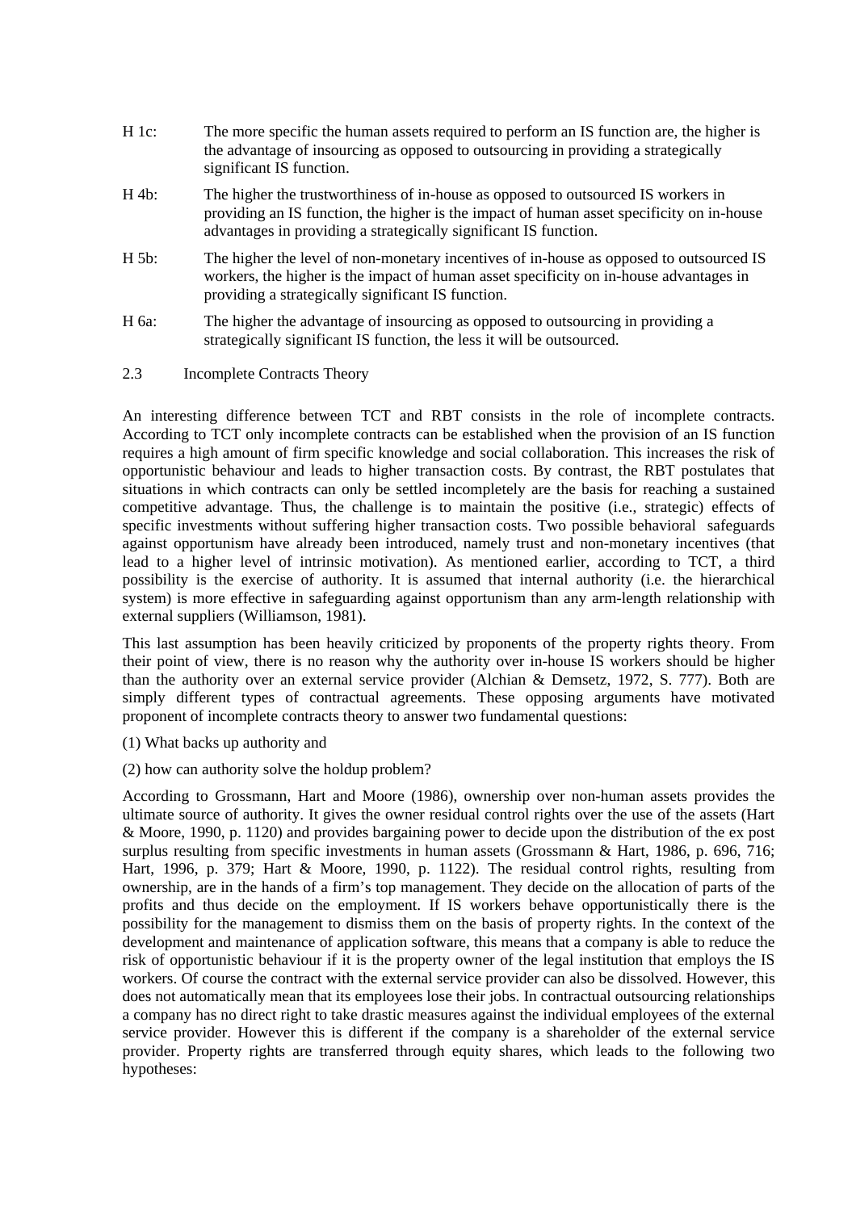H 1c: The more specific the human assets required to perform an IS function are, the higher is the advantage of insourcing as opposed to outsourcing in providing a strategically significant IS function.

H 4b: The higher the trustworthiness of in-house as opposed to outsourced IS workers in providing an IS function, the higher is the impact of human asset specificity on in-house advantages in providing a strategically significant IS function.

H 5b: The higher the level of non-monetary incentives of in-house as opposed to outsourced IS workers, the higher is the impact of human asset specificity on in-house advantages in providing a strategically significant IS function.

H 6a: The higher the advantage of insourcing as opposed to outsourcing in providing a strategically significant IS function, the less it will be outsourced.

## 2.3 Incomplete Contracts Theory

An interesting difference between TCT and RBT consists in the role of incomplete contracts. According to TCT only incomplete contracts can be established when the provision of an IS function requires a high amount of firm specific knowledge and social collaboration. This increases the risk of opportunistic behaviour and leads to higher transaction costs. By contrast, the RBT postulates that situations in which contracts can only be settled incompletely are the basis for reaching a sustained competitive advantage. Thus, the challenge is to maintain the positive (i.e., strategic) effects of specific investments without suffering higher transaction costs. Two possible behavioral safeguards against opportunism have already been introduced, namely trust and non-monetary incentives (that lead to a higher level of intrinsic motivation). As mentioned earlier, according to TCT, a third possibility is the exercise of authority. It is assumed that internal authority (i.e. the hierarchical system) is more effective in safeguarding against opportunism than any arm-length relationship with external suppliers (Williamson, 1981).

This last assumption has been heavily criticized by proponents of the property rights theory. From their point of view, there is no reason why the authority over in-house IS workers should be higher than the authority over an external service provider (Alchian & Demsetz, 1972, S. 777). Both are simply different types of contractual agreements. These opposing arguments have motivated proponent of incomplete contracts theory to answer two fundamental questions:

(1) What backs up authority and

(2) how can authority solve the holdup problem?

According to Grossmann, Hart and Moore (1986), ownership over non-human assets provides the ultimate source of authority. It gives the owner residual control rights over the use of the assets (Hart & Moore, 1990, p. 1120) and provides bargaining power to decide upon the distribution of the ex post surplus resulting from specific investments in human assets (Grossmann & Hart, 1986, p. 696, 716; Hart, 1996, p. 379; Hart & Moore, 1990, p. 1122). The residual control rights, resulting from ownership, are in the hands of a firm's top management. They decide on the allocation of parts of the profits and thus decide on the employment. If IS workers behave opportunistically there is the possibility for the management to dismiss them on the basis of property rights. In the context of the development and maintenance of application software, this means that a company is able to reduce the risk of opportunistic behaviour if it is the property owner of the legal institution that employs the IS workers. Of course the contract with the external service provider can also be dissolved. However, this does not automatically mean that its employees lose their jobs. In contractual outsourcing relationships a company has no direct right to take drastic measures against the individual employees of the external service provider. However this is different if the company is a shareholder of the external service provider. Property rights are transferred through equity shares, which leads to the following two hypotheses: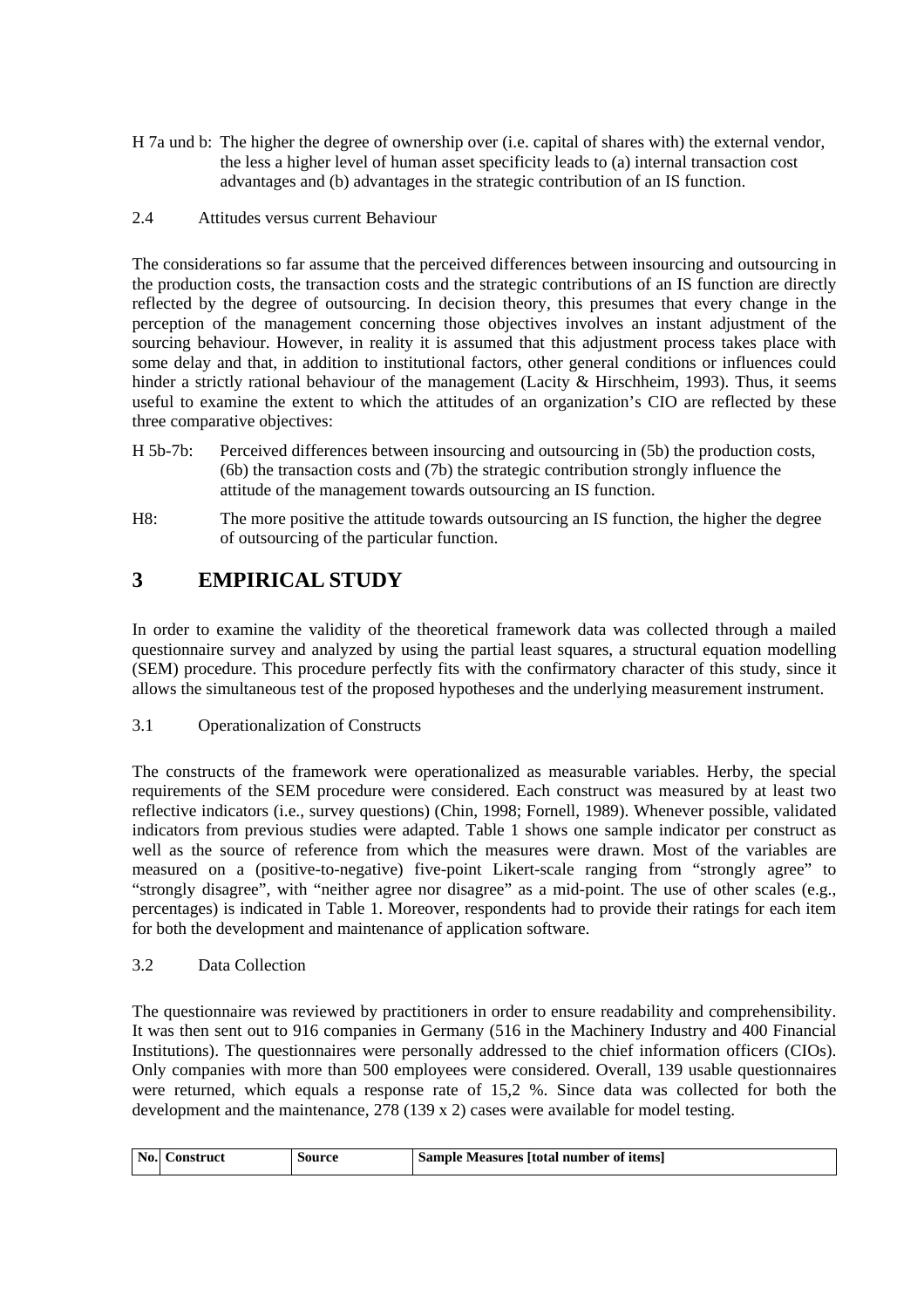H 7a und b: The higher the degree of ownership over (i.e. capital of shares with) the external vendor, the less a higher level of human asset specificity leads to (a) internal transaction cost advantages and (b) advantages in the strategic contribution of an IS function.

### 2.4 Attitudes versus current Behaviour

The considerations so far assume that the perceived differences between insourcing and outsourcing in the production costs, the transaction costs and the strategic contributions of an IS function are directly reflected by the degree of outsourcing. In decision theory, this presumes that every change in the perception of the management concerning those objectives involves an instant adjustment of the sourcing behaviour. However, in reality it is assumed that this adjustment process takes place with some delay and that, in addition to institutional factors, other general conditions or influences could hinder a strictly rational behaviour of the management (Lacity & Hirschheim, 1993). Thus, it seems useful to examine the extent to which the attitudes of an organization's CIO are reflected by these three comparative objectives:

H 5b-7b: Perceived differences between insourcing and outsourcing in (5b) the production costs, (6b) the transaction costs and (7b) the strategic contribution strongly influence the attitude of the management towards outsourcing an IS function.

H8: The more positive the attitude towards outsourcing an IS function, the higher the degree of outsourcing of the particular function.

# 3 EMPIRICAL STUDY

In order to examine the validity of the theoretical framework data was collected through a mailed questionnaire survey and analyzed by using the partial least squares, a structural equation modelling (SEM) procedure. This procedure perfectly fits with the confirmatory character of this study, since it allows the simultaneous test of the proposed hypotheses and the underlying measurement instrument.

### 3.1 Operationalization of Constructs

The constructs of the framework were operationalized as measurable variables. Herby, the special requirements of the SEM procedure were considered. Each construct was measured by at least two reflective indicators (i.e., survey questions) (Chin, 1998; Fornell, 1989). Whenever possible, validated indicators from previous studies were adapted. Table 1 shows one sample indicator per construct as well as the source of reference from which the measures were drawn. Most of the variables are measured on a (positive-to-negative) five-point Likert-scale ranging from "strongly agree" to "strongly disagree", with "neither agree nor disagree" as a mid-point. The use of other scales (e.g., percentages) is indicated in Table 1. Moreover, respondents had to provide their ratings for each item for both the development and maintenance of application software.

### 3.2 Data Collection

The questionnaire was reviewed by practitioners in order to ensure readability and comprehensibility. It was then sent out to 916 companies in Germany (516 in the Machinery Industry and 400 Financial Institutions). The questionnaires were personally addressed to the chief information officers (CIOs). Only companies with more than 500 employees were considered. Overall, 139 usable questionnaires were returned, which equals a response rate of 15,2 %. Since data was collected for both the development and the maintenance, 278 (139 x 2) cases were available for model testing.

| No. | Construct | Source | Sample Measures [total number of items] |
|---|---|---|---|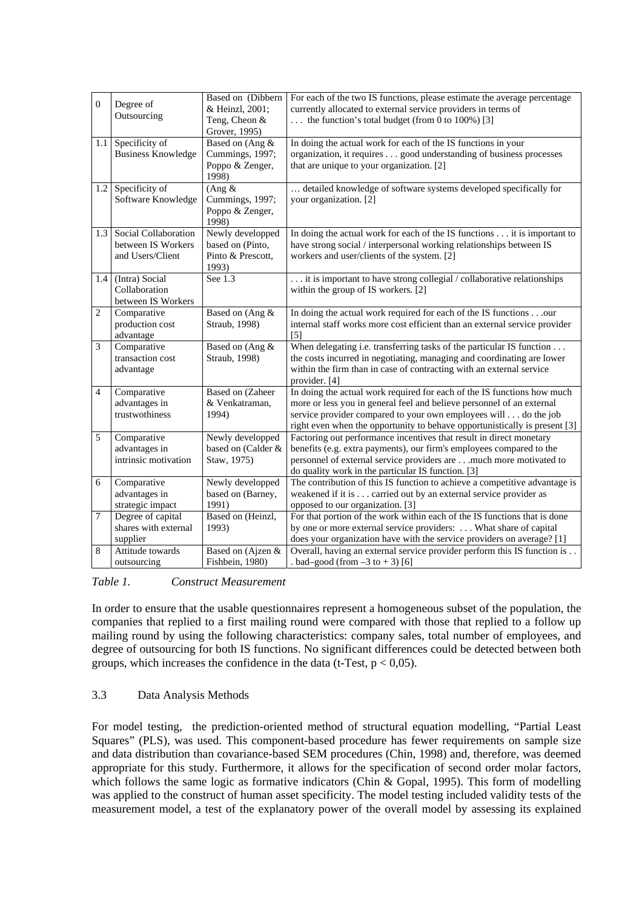| 0 | Degree of Outsourcing | Based on (Dibbern & Heinzl, 2001; Teng, Cheon & Grover, 1995) | For each of the two IS functions, please estimate the average percentage currently allocated to external service providers in terms of . . . the function's total budget (from 0 to 100%) [3] |
|---|---|---|---|
| 1.1 | Specificity of Business Knowledge | Based on (Ang & Cummings, 1997; Poppo & Zenger, 1998) | In doing the actual work for each of the IS functions in your organization, it requires . . . good understanding of business processes that are unique to your organization. [2] |
| 1.2 | Specificity of Software Knowledge | (Ang & Cummings, 1997; Poppo & Zenger, 1998) | … detailed knowledge of software systems developed specifically for your organization. [2] |
| 1.3 | Social Collaboration between IS Workers and Users/Client | Newly developped based on (Pinto, Pinto & Prescott, 1993) | In doing the actual work for each of the IS functions . . . it is important to have strong social / interpersonal working relationships between IS workers and user/clients of the system. [2] |
| 1.4 | (Intra) Social Collaboration between IS Workers | See 1.3 | . . . it is important to have strong collegial / collaborative relationships within the group of IS workers. [2] |
| 2 | Comparative production cost advantage | Based on (Ang & Straub, 1998) | In doing the actual work required for each of the IS functions . . .our internal staff works more cost efficient than an external service provider [5] |
| 3 | Comparative transaction cost advantage | Based on (Ang & Straub, 1998) | When delegating i.e. transferring tasks of the particular IS function . . . the costs incurred in negotiating, managing and coordinating are lower within the firm than in case of contracting with an external service provider. [4] |
| 4 | Comparative advantages in trustwothiness | Based on (Zaheer & Venkatraman, 1994) | In doing the actual work required for each of the IS functions how much more or less you in general feel and believe personnel of an external service provider compared to your own employees will . . . do the job right even when the opportunity to behave opportunistically is present [3] |
| 5 | Comparative advantages in intrinsic motivation | Newly developped based on (Calder & Staw, 1975) | Factoring out performance incentives that result in direct monetary benefits (e.g. extra payments), our firm's employees compared to the personnel of external service providers are . . .much more motivated to do quality work in the particular IS function. [3] |
| 6 | Comparative advantages in strategic impact | Newly developped based on (Barney, 1991) | The contribution of this IS function to achieve a competitive advantage is weakened if it is . . . carried out by an external service provider as opposed to our organization. [3] |
| 7 | Degree of capital shares with external supplier | Based on (Heinzl, 1993) | For that portion of the work within each of the IS functions that is done by one or more external service providers: . . . What share of capital does your organization have with the service providers on average? [1] |
| 8 | Attitude towards outsourcing | Based on (Ajzen & Fishbein, 1980) | Overall, having an external service provider perform this IS function is . . . bad–good (from –3 to + 3) [6] |

*Table 1. Construct Measurement*

In order to ensure that the usable questionnaires represent a homogeneous subset of the population, the companies that replied to a first mailing round were compared with those that replied to a follow up mailing round by using the following characteristics: company sales, total number of employees, and degree of outsourcing for both IS functions. No significant differences could be detected between both groups, which increases the confidence in the data (t-Test, $p < 0{,}05$).

### 3.3 Data Analysis Methods

For model testing, the prediction-oriented method of structural equation modelling, "Partial Least Squares" (PLS), was used. This component-based procedure has fewer requirements on sample size and data distribution than covariance-based SEM procedures (Chin, 1998) and, therefore, was deemed appropriate for this study. Furthermore, it allows for the specification of second order molar factors, which follows the same logic as formative indicators (Chin & Gopal, 1995). This form of modelling was applied to the construct of human asset specificity. The model testing included validity tests of the measurement model, a test of the explanatory power of the overall model by assessing its explained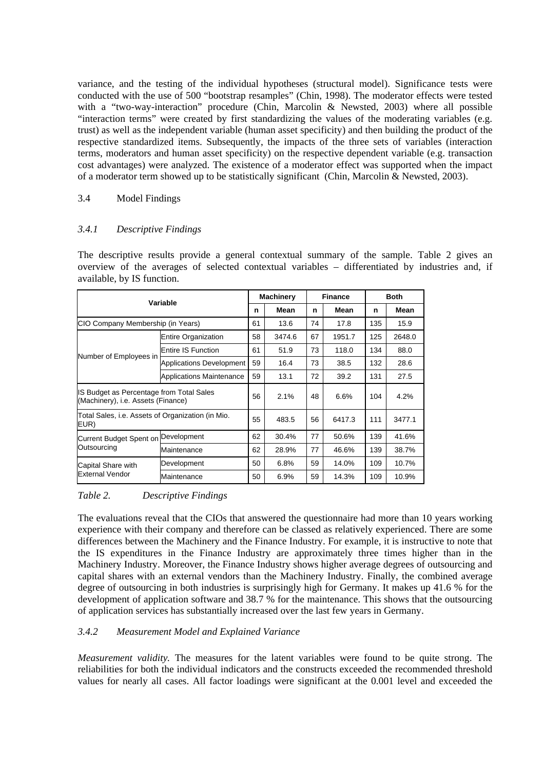variance, and the testing of the individual hypotheses (structural model). Significance tests were conducted with the use of 500 "bootstrap resamples" (Chin, 1998). The moderator effects were tested with a "two-way-interaction" procedure (Chin, Marcolin & Newsted, 2003) where all possible "interaction terms" were created by first standardizing the values of the moderating variables (e.g. trust) as well as the independent variable (human asset specificity) and then building the product of the respective standardized items. Subsequently, the impacts of the three sets of variables (interaction terms, moderators and human asset specificity) on the respective dependent variable (e.g. transaction cost advantages) were analyzed. The existence of a moderator effect was supported when the impact of a moderator term showed up to be statistically significant (Chin, Marcolin & Newsted, 2003).

## 3.4 Model Findings

### *3.4.1 Descriptive Findings*

The descriptive results provide a general contextual summary of the sample. Table 2 gives an overview of the averages of selected contextual variables – differentiated by industries and, if available, by IS function.

| Variable | | Machinery | | Finance | | Both | |
|---|---|---|---|---|---|---|---|
| | | n | Mean | n | Mean | n | Mean |
| CIO Company Membership (in Years) | | 61 | 13.6 | 74 | 17.8 | 135 | 15.9 |
| Number of Employees in | Entire Organization | 58 | 3474.6 | 67 | 1951.7 | 125 | 2648.0 |
| | Entire IS Function | 61 | 51.9 | 73 | 118.0 | 134 | 88.0 |
| | Applications Development | 59 | 16.4 | 73 | 38.5 | 132 | 28.6 |
| | Applications Maintenance | 59 | 13.1 | 72 | 39.2 | 131 | 27.5 |
| IS Budget as Percentage from Total Sales (Machinery), i.e. Assets (Finance) | | 56 | 2.1% | 48 | 6.6% | 104 | 4.2% |
| Total Sales, i.e. Assets of Organization (in Mio. EUR) | | 55 | 483.5 | 56 | 6417.3 | 111 | 3477.1 |
| Current Budget Spent on Outsourcing | Development | 62 | 30.4% | 77 | 50.6% | 139 | 41.6% |
| | Maintenance | 62 | 28.9% | 77 | 46.6% | 139 | 38.7% |
| Capital Share with External Vendor | Development | 50 | 6.8% | 59 | 14.0% | 109 | 10.7% |
| | Maintenance | 50 | 6.9% | 59 | 14.3% | 109 | 10.9% |

*Table 2. Descriptive Findings*

The evaluations reveal that the CIOs that answered the questionnaire had more than 10 years working experience with their company and therefore can be classed as relatively experienced. There are some differences between the Machinery and the Finance Industry. For example, it is instructive to note that the IS expenditures in the Finance Industry are approximately three times higher than in the Machinery Industry. Moreover, the Finance Industry shows higher average degrees of outsourcing and capital shares with an external vendors than the Machinery Industry. Finally, the combined average degree of outsourcing in both industries is surprisingly high for Germany. It makes up 41.6 % for the development of application software and 38.7 % for the maintenance. This shows that the outsourcing of application services has substantially increased over the last few years in Germany.

### *3.4.2 Measurement Model and Explained Variance*

*Measurement validity.* The measures for the latent variables were found to be quite strong. The reliabilities for both the individual indicators and the constructs exceeded the recommended threshold values for nearly all cases. All factor loadings were significant at the 0.001 level and exceeded the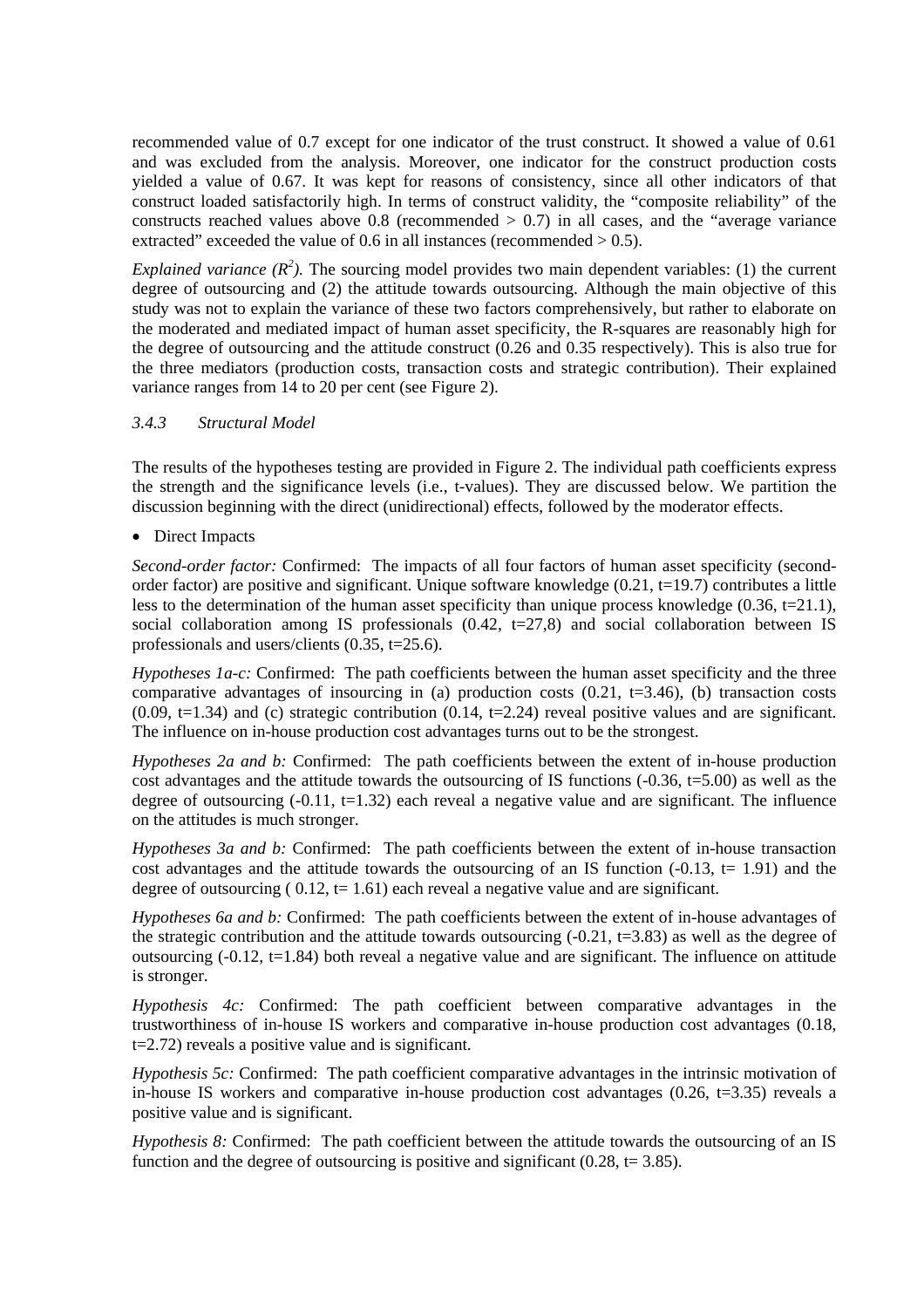recommended value of 0.7 except for one indicator of the trust construct. It showed a value of 0.61 and was excluded from the analysis. Moreover, one indicator for the construct production costs yielded a value of 0.67. It was kept for reasons of consistency, since all other indicators of that construct loaded satisfactorily high. In terms of construct validity, the "composite reliability" of the constructs reached values above 0.8 (recommended > 0.7) in all cases, and the "average variance extracted" exceeded the value of 0.6 in all instances (recommended > 0.5).

*Explained variance ($R^2$).* The sourcing model provides two main dependent variables: (1) the current degree of outsourcing and (2) the attitude towards outsourcing. Although the main objective of this study was not to explain the variance of these two factors comprehensively, but rather to elaborate on the moderated and mediated impact of human asset specificity, the R-squares are reasonably high for the degree of outsourcing and the attitude construct (0.26 and 0.35 respectively). This is also true for the three mediators (production costs, transaction costs and strategic contribution). Their explained variance ranges from 14 to 20 per cent (see Figure 2).

### *3.4.3 Structural Model*

The results of the hypotheses testing are provided in Figure 2. The individual path coefficients express the strength and the significance levels (i.e., t-values). They are discussed below. We partition the discussion beginning with the direct (unidirectional) effects, followed by the moderator effects.

- Direct Impacts

*Second-order factor:* Confirmed: The impacts of all four factors of human asset specificity (second-order factor) are positive and significant. Unique software knowledge (0.21, t=19.7) contributes a little less to the determination of the human asset specificity than unique process knowledge (0.36, t=21.1), social collaboration among IS professionals (0.42, t=27,8) and social collaboration between IS professionals and users/clients (0.35, t=25.6).

*Hypotheses 1a-c:* Confirmed: The path coefficients between the human asset specificity and the three comparative advantages of insourcing in (a) production costs (0.21, t=3.46), (b) transaction costs (0.09, t=1.34) and (c) strategic contribution (0.14, t=2.24) reveal positive values and are significant. The influence on in-house production cost advantages turns out to be the strongest.

*Hypotheses 2a and b:* Confirmed: The path coefficients between the extent of in-house production cost advantages and the attitude towards the outsourcing of IS functions (-0.36, t=5.00) as well as the degree of outsourcing (-0.11, t=1.32) each reveal a negative value and are significant. The influence on the attitudes is much stronger.

*Hypotheses 3a and b:* Confirmed: The path coefficients between the extent of in-house transaction cost advantages and the attitude towards the outsourcing of an IS function (-0.13, t= 1.91) and the degree of outsourcing ( 0.12, t= 1.61) each reveal a negative value and are significant.

*Hypotheses 6a and b:* Confirmed: The path coefficients between the extent of in-house advantages of the strategic contribution and the attitude towards outsourcing (-0.21, t=3.83) as well as the degree of outsourcing (-0.12, t=1.84) both reveal a negative value and are significant. The influence on attitude is stronger.

*Hypothesis 4c:* Confirmed: The path coefficient between comparative advantages in the trustworthiness of in-house IS workers and comparative in-house production cost advantages (0.18, t=2.72) reveals a positive value and is significant.

*Hypothesis 5c:* Confirmed: The path coefficient comparative advantages in the intrinsic motivation of in-house IS workers and comparative in-house production cost advantages (0.26, t=3.35) reveals a positive value and is significant.

*Hypothesis 8:* Confirmed: The path coefficient between the attitude towards the outsourcing of an IS function and the degree of outsourcing is positive and significant (0.28, t= 3.85).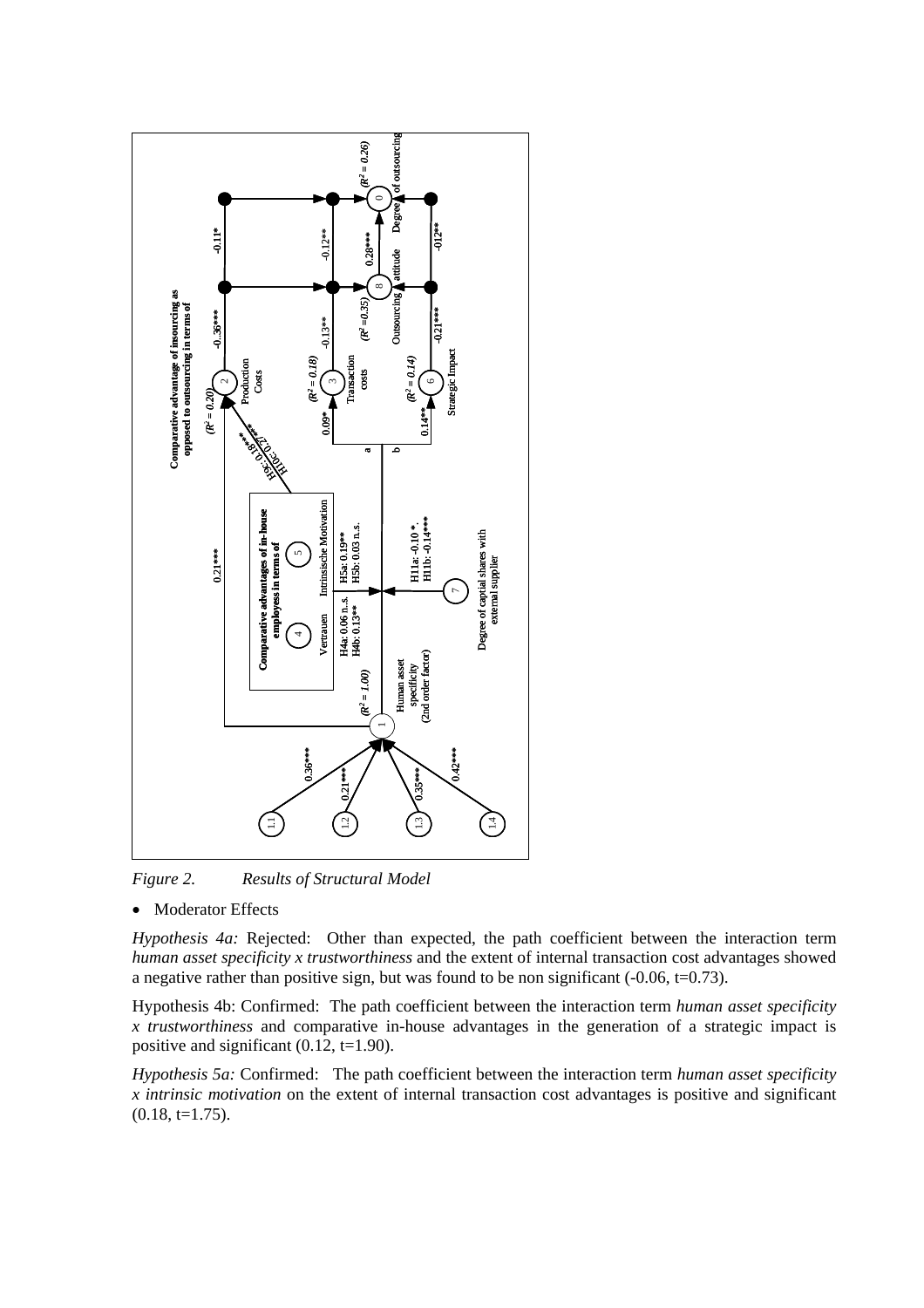*Figure 2. Results of Structural Model*

- Moderator Effects

*Hypothesis 4a:* Rejected: Other than expected, the path coefficient between the interaction term *human asset specificity x trustworthiness* and the extent of internal transaction cost advantages showed a negative rather than positive sign, but was found to be non significant (-0.06, t=0.73).

Hypothesis 4b: Confirmed: The path coefficient between the interaction term *human asset specificity x trustworthiness* and comparative in-house advantages in the generation of a strategic impact is positive and significant (0.12, t=1.90).

*Hypothesis 5a:* Confirmed: The path coefficient between the interaction term *human asset specificity x intrinsic motivation* on the extent of internal transaction cost advantages is positive and significant (0.18, t=1.75).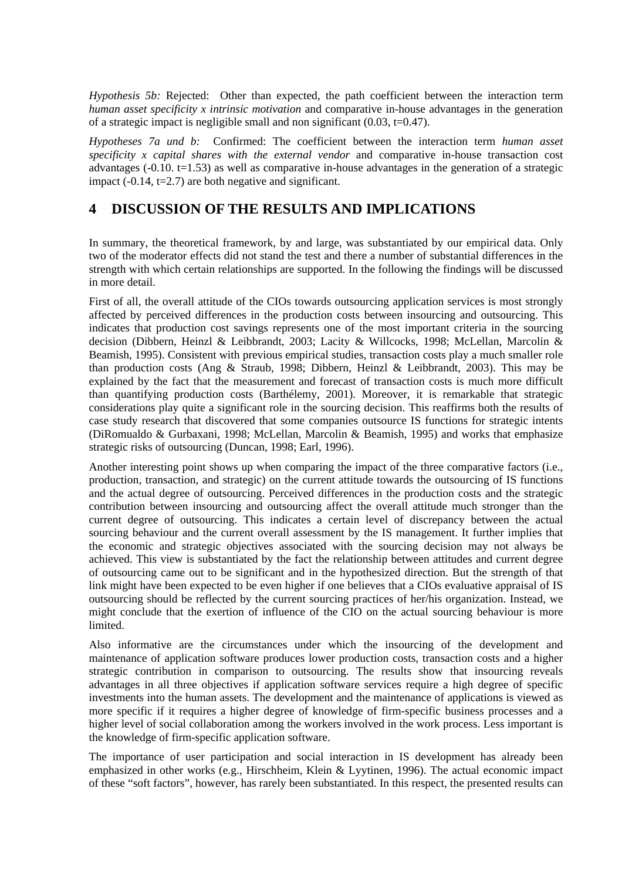*Hypothesis 5b:* Rejected: Other than expected, the path coefficient between the interaction term *human asset specificity x intrinsic motivation* and comparative in-house advantages in the generation of a strategic impact is negligible small and non significant (0.03, t=0.47).

*Hypotheses 7a und b:* Confirmed: The coefficient between the interaction term *human asset specificity x capital shares with the external vendor* and comparative in-house transaction cost advantages (-0.10. t=1.53) as well as comparative in-house advantages in the generation of a strategic impact (-0.14, t=2.7) are both negative and significant.

# 4 DISCUSSION OF THE RESULTS AND IMPLICATIONS

In summary, the theoretical framework, by and large, was substantiated by our empirical data. Only two of the moderator effects did not stand the test and there a number of substantial differences in the strength with which certain relationships are supported. In the following the findings will be discussed in more detail.

First of all, the overall attitude of the CIOs towards outsourcing application services is most strongly affected by perceived differences in the production costs between insourcing and outsourcing. This indicates that production cost savings represents one of the most important criteria in the sourcing decision (Dibbern, Heinzl & Leibbrandt, 2003; Lacity & Willcocks, 1998; McLellan, Marcolin & Beamish, 1995). Consistent with previous empirical studies, transaction costs play a much smaller role than production costs (Ang & Straub, 1998; Dibbern, Heinzl & Leibbrandt, 2003). This may be explained by the fact that the measurement and forecast of transaction costs is much more difficult than quantifying production costs (Barthélemy, 2001). Moreover, it is remarkable that strategic considerations play quite a significant role in the sourcing decision. This reaffirms both the results of case study research that discovered that some companies outsource IS functions for strategic intents (DiRomualdo & Gurbaxani, 1998; McLellan, Marcolin & Beamish, 1995) and works that emphasize strategic risks of outsourcing (Duncan, 1998; Earl, 1996).

Another interesting point shows up when comparing the impact of the three comparative factors (i.e., production, transaction, and strategic) on the current attitude towards the outsourcing of IS functions and the actual degree of outsourcing. Perceived differences in the production costs and the strategic contribution between insourcing and outsourcing affect the overall attitude much stronger than the current degree of outsourcing. This indicates a certain level of discrepancy between the actual sourcing behaviour and the current overall assessment by the IS management. It further implies that the economic and strategic objectives associated with the sourcing decision may not always be achieved. This view is substantiated by the fact the relationship between attitudes and current degree of outsourcing came out to be significant and in the hypothesized direction. But the strength of that link might have been expected to be even higher if one believes that a CIOs evaluative appraisal of IS outsourcing should be reflected by the current sourcing practices of her/his organization. Instead, we might conclude that the exertion of influence of the CIO on the actual sourcing behaviour is more limited.

Also informative are the circumstances under which the insourcing of the development and maintenance of application software produces lower production costs, transaction costs and a higher strategic contribution in comparison to outsourcing. The results show that insourcing reveals advantages in all three objectives if application software services require a high degree of specific investments into the human assets. The development and the maintenance of applications is viewed as more specific if it requires a higher degree of knowledge of firm-specific business processes and a higher level of social collaboration among the workers involved in the work process. Less important is the knowledge of firm-specific application software.

The importance of user participation and social interaction in IS development has already been emphasized in other works (e.g., Hirschheim, Klein & Lyytinen, 1996). The actual economic impact of these "soft factors", however, has rarely been substantiated. In this respect, the presented results can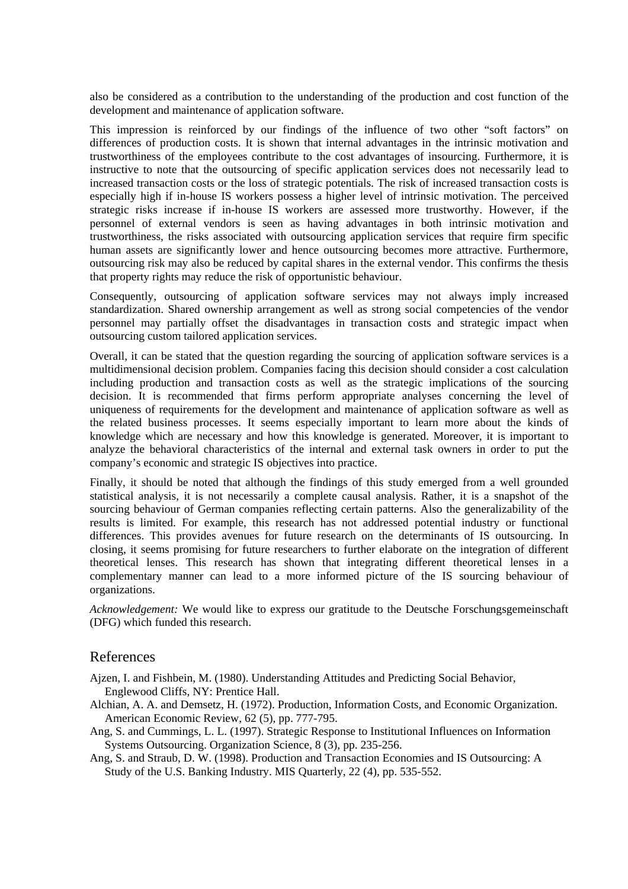also be considered as a contribution to the understanding of the production and cost function of the development and maintenance of application software.

This impression is reinforced by our findings of the influence of two other “soft factors” on differences of production costs. It is shown that internal advantages in the intrinsic motivation and trustworthiness of the employees contribute to the cost advantages of insourcing. Furthermore, it is instructive to note that the outsourcing of specific application services does not necessarily lead to increased transaction costs or the loss of strategic potentials. The risk of increased transaction costs is especially high if in-house IS workers possess a higher level of intrinsic motivation. The perceived strategic risks increase if in-house IS workers are assessed more trustworthy. However, if the personnel of external vendors is seen as having advantages in both intrinsic motivation and trustworthiness, the risks associated with outsourcing application services that require firm specific human assets are significantly lower and hence outsourcing becomes more attractive. Furthermore, outsourcing risk may also be reduced by capital shares in the external vendor. This confirms the thesis that property rights may reduce the risk of opportunistic behaviour.

Consequently, outsourcing of application software services may not always imply increased standardization. Shared ownership arrangement as well as strong social competencies of the vendor personnel may partially offset the disadvantages in transaction costs and strategic impact when outsourcing custom tailored application services.

Overall, it can be stated that the question regarding the sourcing of application software services is a multidimensional decision problem. Companies facing this decision should consider a cost calculation including production and transaction costs as well as the strategic implications of the sourcing decision. It is recommended that firms perform appropriate analyses concerning the level of uniqueness of requirements for the development and maintenance of application software as well as the related business processes. It seems especially important to learn more about the kinds of knowledge which are necessary and how this knowledge is generated. Moreover, it is important to analyze the behavioral characteristics of the internal and external task owners in order to put the company’s economic and strategic IS objectives into practice.

Finally, it should be noted that although the findings of this study emerged from a well grounded statistical analysis, it is not necessarily a complete causal analysis. Rather, it is a snapshot of the sourcing behaviour of German companies reflecting certain patterns. Also the generalizability of the results is limited. For example, this research has not addressed potential industry or functional differences. This provides avenues for future research on the determinants of IS outsourcing. In closing, it seems promising for future researchers to further elaborate on the integration of different theoretical lenses. This research has shown that integrating different theoretical lenses in a complementary manner can lead to a more informed picture of the IS sourcing behaviour of organizations.

*Acknowledgement:* We would like to express our gratitude to the Deutsche Forschungsgemeinschaft (DFG) which funded this research.

## References

Ajzen, I. and Fishbein, M. (1980). Understanding Attitudes and Predicting Social Behavior, Englewood Cliffs, NY: Prentice Hall.

Alchian, A. A. and Demsetz, H. (1972). Production, Information Costs, and Economic Organization. American Economic Review, 62 (5), pp. 777-795.

Ang, S. and Cummings, L. L. (1997). Strategic Response to Institutional Influences on Information Systems Outsourcing. Organization Science, 8 (3), pp. 235-256.

Ang, S. and Straub, D. W. (1998). Production and Transaction Economies and IS Outsourcing: A Study of the U.S. Banking Industry. MIS Quarterly, 22 (4), pp. 535-552.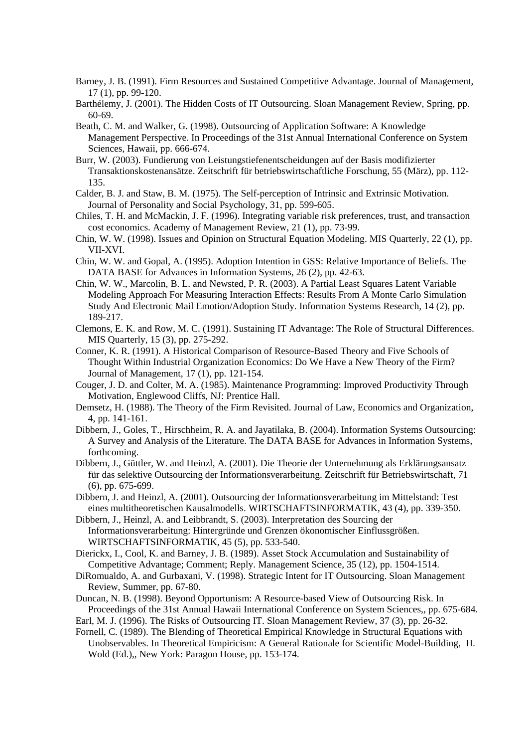Barney, J. B. (1991). Firm Resources and Sustained Competitive Advantage. Journal of Management, 17 (1), pp. 99-120.

Barthélemy, J. (2001). The Hidden Costs of IT Outsourcing. Sloan Management Review, Spring, pp. 60-69.

Beath, C. M. and Walker, G. (1998). Outsourcing of Application Software: A Knowledge Management Perspective. In Proceedings of the 31st Annual International Conference on System Sciences, Hawaii, pp. 666-674.

Burr, W. (2003). Fundierung von Leistungstiefenentscheidungen auf der Basis modifizierter Transaktionskostenansätze. Zeitschrift für betriebswirtschaftliche Forschung, 55 (März), pp. 112-135.

Calder, B. J. and Staw, B. M. (1975). The Self-perception of Intrinsic and Extrinsic Motivation. Journal of Personality and Social Psychology, 31, pp. 599-605.

Chiles, T. H. and McMackin, J. F. (1996). Integrating variable risk preferences, trust, and transaction cost economics. Academy of Management Review, 21 (1), pp. 73-99.

Chin, W. W. (1998). Issues and Opinion on Structural Equation Modeling. MIS Quarterly, 22 (1), pp. VII-XVI.

Chin, W. W. and Gopal, A. (1995). Adoption Intention in GSS: Relative Importance of Beliefs. The DATA BASE for Advances in Information Systems, 26 (2), pp. 42-63.

Chin, W. W., Marcolin, B. L. and Newsted, P. R. (2003). A Partial Least Squares Latent Variable Modeling Approach For Measuring Interaction Effects: Results From A Monte Carlo Simulation Study And Electronic Mail Emotion/Adoption Study. Information Systems Research, 14 (2), pp. 189-217.

Clemons, E. K. and Row, M. C. (1991). Sustaining IT Advantage: The Role of Structural Differences. MIS Quarterly, 15 (3), pp. 275-292.

Conner, K. R. (1991). A Historical Comparison of Resource-Based Theory and Five Schools of Thought Within Industrial Organization Economics: Do We Have a New Theory of the Firm? Journal of Management, 17 (1), pp. 121-154.

Couger, J. D. and Colter, M. A. (1985). Maintenance Programming: Improved Productivity Through Motivation, Englewood Cliffs, NJ: Prentice Hall.

Demsetz, H. (1988). The Theory of the Firm Revisited. Journal of Law, Economics and Organization, 4, pp. 141-161.

Dibbern, J., Goles, T., Hirschheim, R. A. and Jayatilaka, B. (2004). Information Systems Outsourcing: A Survey and Analysis of the Literature. The DATA BASE for Advances in Information Systems, forthcoming.

Dibbern, J., Güttler, W. and Heinzl, A. (2001). Die Theorie der Unternehmung als Erklärungsansatz für das selektive Outsourcing der Informationsverarbeitung. Zeitschrift für Betriebswirtschaft, 71 (6), pp. 675-699.

Dibbern, J. and Heinzl, A. (2001). Outsourcing der Informationsverarbeitung im Mittelstand: Test eines multitheoretischen Kausalmodells. WIRTSCHAFTSINFORMATIK, 43 (4), pp. 339-350.

Dibbern, J., Heinzl, A. and Leibbrandt, S. (2003). Interpretation des Sourcing der Informationsverarbeitung: Hintergründe und Grenzen ökonomischer Einflussgrößen. WIRTSCHAFTSINFORMATIK, 45 (5), pp. 533-540.

Dierickx, I., Cool, K. and Barney, J. B. (1989). Asset Stock Accumulation and Sustainability of Competitive Advantage; Comment; Reply. Management Science, 35 (12), pp. 1504-1514.

DiRomualdo, A. and Gurbaxani, V. (1998). Strategic Intent for IT Outsourcing. Sloan Management Review, Summer, pp. 67-80.

Duncan, N. B. (1998). Beyond Opportunism: A Resource-based View of Outsourcing Risk. In Proceedings of the 31st Annual Hawaii International Conference on System Sciences,, pp. 675-684.

Earl, M. J. (1996). The Risks of Outsourcing IT. Sloan Management Review, 37 (3), pp. 26-32.

Fornell, C. (1989). The Blending of Theoretical Empirical Knowledge in Structural Equations with Unobservables. In Theoretical Empiricism: A General Rationale for Scientific Model-Building, H. Wold (Ed.),, New York: Paragon House, pp. 153-174.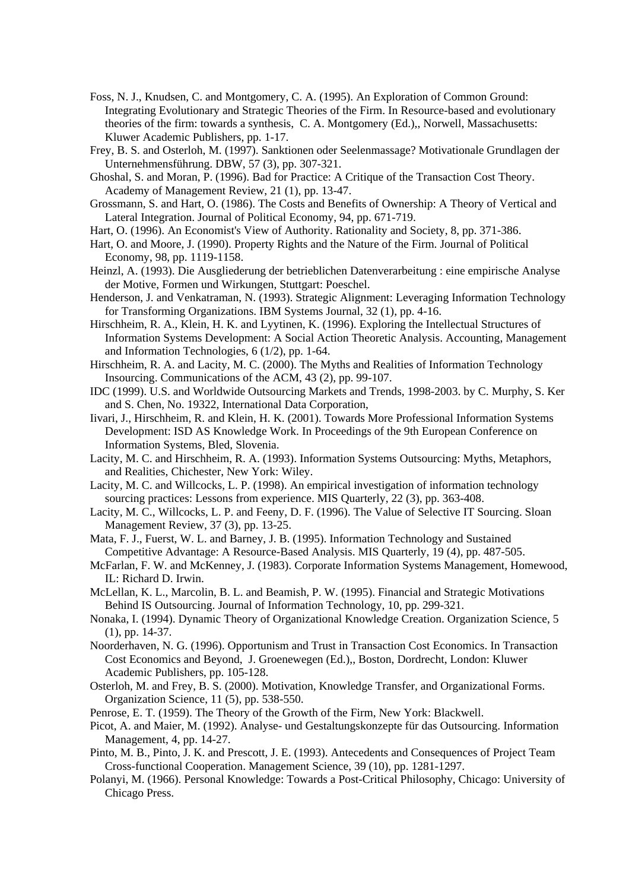Foss, N. J., Knudsen, C. and Montgomery, C. A. (1995). An Exploration of Common Ground: Integrating Evolutionary and Strategic Theories of the Firm. In Resource-based and evolutionary theories of the firm: towards a synthesis, C. A. Montgomery (Ed.),, Norwell, Massachusetts: Kluwer Academic Publishers, pp. 1-17.

Frey, B. S. and Osterloh, M. (1997). Sanktionen oder Seelenmassage? Motivationale Grundlagen der Unternehmensführung. DBW, 57 (3), pp. 307-321.

Ghoshal, S. and Moran, P. (1996). Bad for Practice: A Critique of the Transaction Cost Theory. Academy of Management Review, 21 (1), pp. 13-47.

Grossmann, S. and Hart, O. (1986). The Costs and Benefits of Ownership: A Theory of Vertical and Lateral Integration. Journal of Political Economy, 94, pp. 671-719.

Hart, O. (1996). An Economist's View of Authority. Rationality and Society, 8, pp. 371-386.

Hart, O. and Moore, J. (1990). Property Rights and the Nature of the Firm. Journal of Political Economy, 98, pp. 1119-1158.

Heinzl, A. (1993). Die Ausgliederung der betrieblichen Datenverarbeitung : eine empirische Analyse der Motive, Formen und Wirkungen, Stuttgart: Poeschel.

Henderson, J. and Venkatraman, N. (1993). Strategic Alignment: Leveraging Information Technology for Transforming Organizations. IBM Systems Journal, 32 (1), pp. 4-16.

Hirschheim, R. A., Klein, H. K. and Lyytinen, K. (1996). Exploring the Intellectual Structures of Information Systems Development: A Social Action Theoretic Analysis. Accounting, Management and Information Technologies, 6 (1/2), pp. 1-64.

Hirschheim, R. A. and Lacity, M. C. (2000). The Myths and Realities of Information Technology Insourcing. Communications of the ACM, 43 (2), pp. 99-107.

IDC (1999). U.S. and Worldwide Outsourcing Markets and Trends, 1998-2003. by C. Murphy, S. Ker and S. Chen, No. 19322, International Data Corporation,

Iivari, J., Hirschheim, R. and Klein, H. K. (2001). Towards More Professional Information Systems Development: ISD AS Knowledge Work. In Proceedings of the 9th European Conference on Information Systems, Bled, Slovenia.

Lacity, M. C. and Hirschheim, R. A. (1993). Information Systems Outsourcing: Myths, Metaphors, and Realities, Chichester, New York: Wiley.

Lacity, M. C. and Willcocks, L. P. (1998). An empirical investigation of information technology sourcing practices: Lessons from experience. MIS Quarterly, 22 (3), pp. 363-408.

Lacity, M. C., Willcocks, L. P. and Feeny, D. F. (1996). The Value of Selective IT Sourcing. Sloan Management Review, 37 (3), pp. 13-25.

Mata, F. J., Fuerst, W. L. and Barney, J. B. (1995). Information Technology and Sustained Competitive Advantage: A Resource-Based Analysis. MIS Quarterly, 19 (4), pp. 487-505.

McFarlan, F. W. and McKenney, J. (1983). Corporate Information Systems Management, Homewood, IL: Richard D. Irwin.

McLellan, K. L., Marcolin, B. L. and Beamish, P. W. (1995). Financial and Strategic Motivations Behind IS Outsourcing. Journal of Information Technology, 10, pp. 299-321.

Nonaka, I. (1994). Dynamic Theory of Organizational Knowledge Creation. Organization Science, 5 (1), pp. 14-37.

Noorderhaven, N. G. (1996). Opportunism and Trust in Transaction Cost Economics. In Transaction Cost Economics and Beyond, J. Groenewegen (Ed.),, Boston, Dordrecht, London: Kluwer Academic Publishers, pp. 105-128.

Osterloh, M. and Frey, B. S. (2000). Motivation, Knowledge Transfer, and Organizational Forms. Organization Science, 11 (5), pp. 538-550.

Penrose, E. T. (1959). The Theory of the Growth of the Firm, New York: Blackwell.

Picot, A. and Maier, M. (1992). Analyse- und Gestaltungskonzepte für das Outsourcing. Information Management, 4, pp. 14-27.

Pinto, M. B., Pinto, J. K. and Prescott, J. E. (1993). Antecedents and Consequences of Project Team Cross-functional Cooperation. Management Science, 39 (10), pp. 1281-1297.

Polanyi, M. (1966). Personal Knowledge: Towards a Post-Critical Philosophy, Chicago: University of Chicago Press.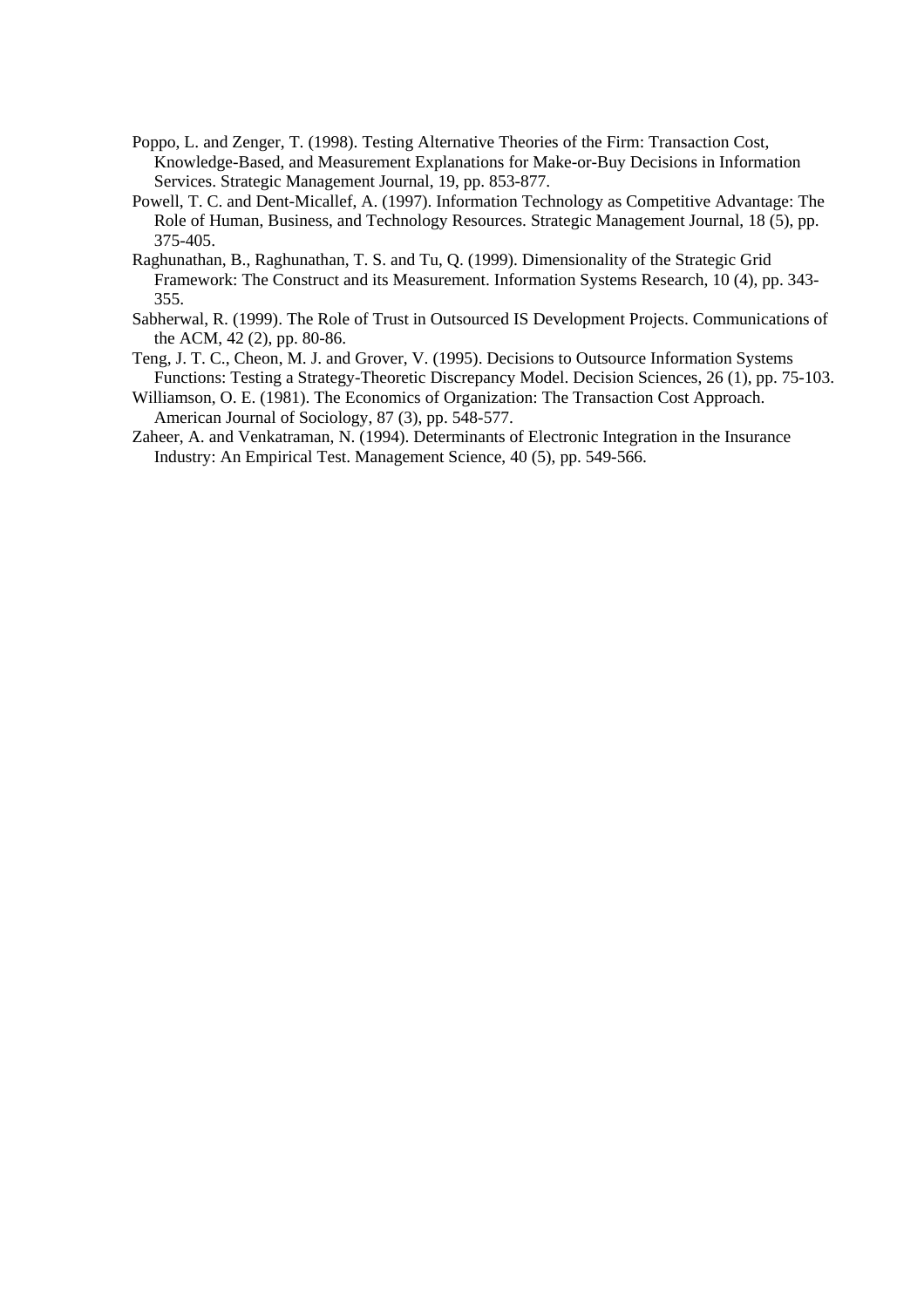Poppo, L. and Zenger, T. (1998). Testing Alternative Theories of the Firm: Transaction Cost, Knowledge-Based, and Measurement Explanations for Make-or-Buy Decisions in Information Services. Strategic Management Journal, 19, pp. 853-877.

Powell, T. C. and Dent-Micallef, A. (1997). Information Technology as Competitive Advantage: The Role of Human, Business, and Technology Resources. Strategic Management Journal, 18 (5), pp. 375-405.

Raghunathan, B., Raghunathan, T. S. and Tu, Q. (1999). Dimensionality of the Strategic Grid Framework: The Construct and its Measurement. Information Systems Research, 10 (4), pp. 343-355.

Sabherwal, R. (1999). The Role of Trust in Outsourced IS Development Projects. Communications of the ACM, 42 (2), pp. 80-86.

Teng, J. T. C., Cheon, M. J. and Grover, V. (1995). Decisions to Outsource Information Systems Functions: Testing a Strategy-Theoretic Discrepancy Model. Decision Sciences, 26 (1), pp. 75-103.

Williamson, O. E. (1981). The Economics of Organization: The Transaction Cost Approach. American Journal of Sociology, 87 (3), pp. 548-577.

Zaheer, A. and Venkatraman, N. (1994). Determinants of Electronic Integration in the Insurance Industry: An Empirical Test. Management Science, 40 (5), pp. 549-566.